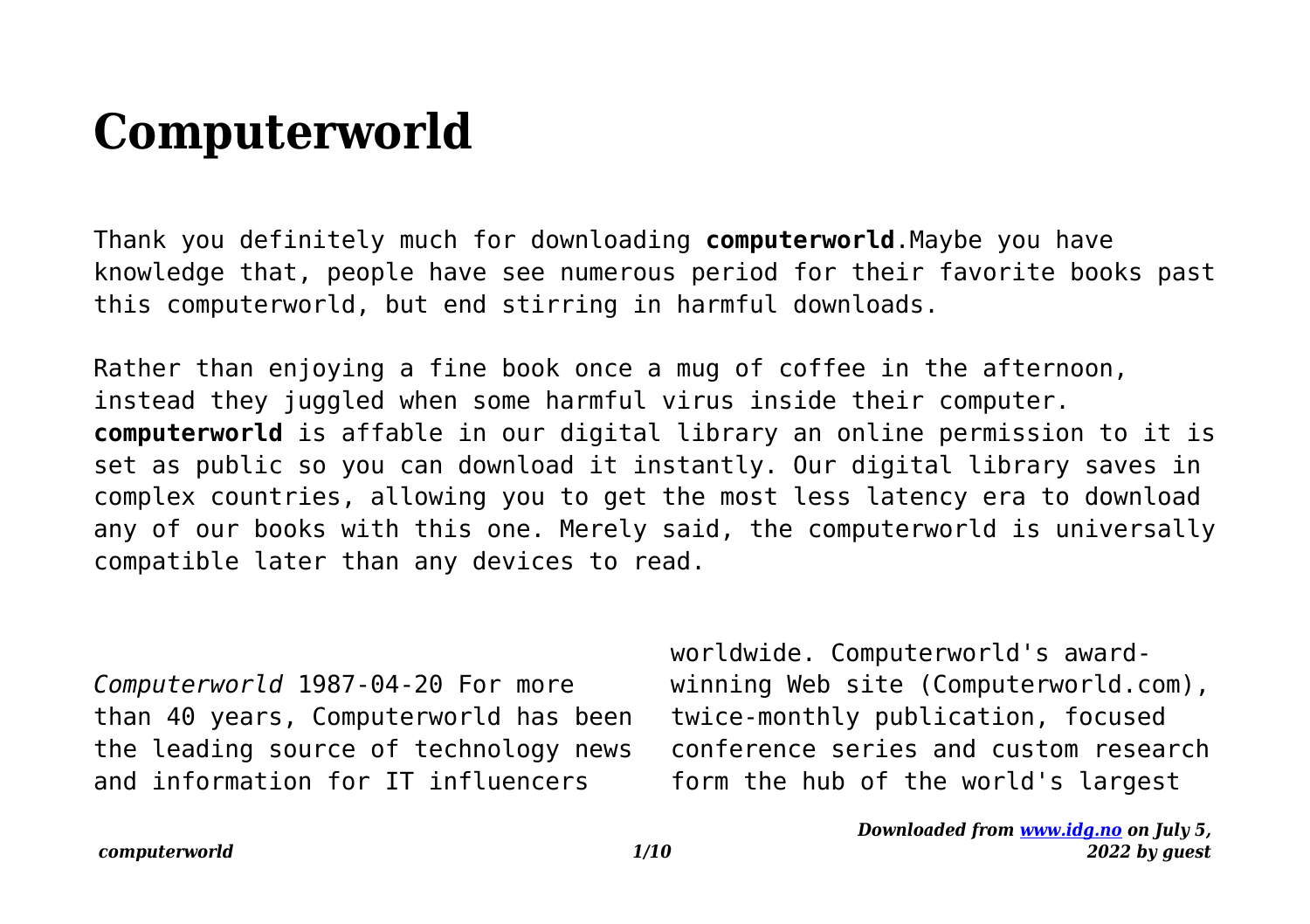# Computerworld

Thank you definitely much for downloading **computerworld**.Maybe you have knowledge that, people have see numerous period for their favorite books past this computerworld, but end stirring in harmful downloads.

Rather than enjoying a fine book once a mug of coffee in the afternoon, instead they juggled when some harmful virus inside their computer. **computerworld** is affable in our digital library an online permission to it is set as public so you can download it instantly. Our digital library saves in complex countries, allowing you to get the most less latency era to download any of our books with this one. Merely said, the computerworld is universally compatible later than any devices to read.

*Computerworld* 1987-04-20 For more than 40 years, Computerworld has been the leading source of technology news and information for IT influencers worldwide. Computerworld's award-winning Web site (Computerworld.com), twice-monthly publication, focused conference series and custom research form the hub of the world's largest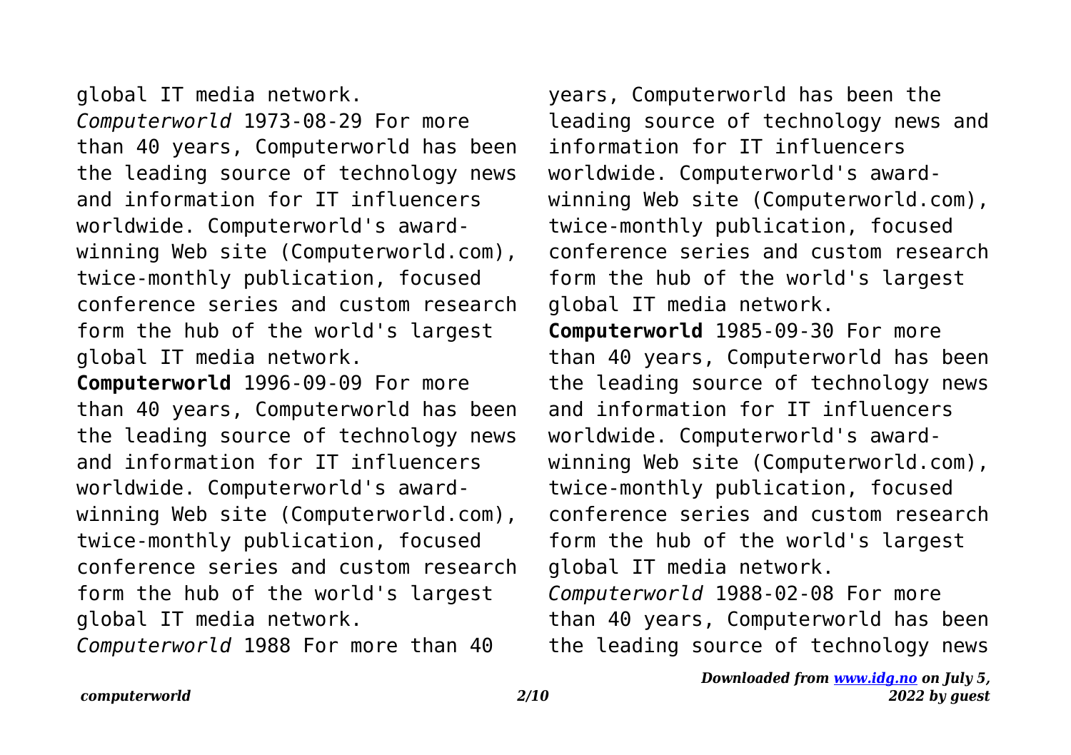global IT media network.

*Computerworld* 1973-08-29 For more than 40 years, Computerworld has been the leading source of technology news and information for IT influencers worldwide. Computerworld's award-winning Web site (Computerworld.com), twice-monthly publication, focused conference series and custom research form the hub of the world's largest global IT media network.

**Computerworld** 1996-09-09 For more than 40 years, Computerworld has been the leading source of technology news and information for IT influencers worldwide. Computerworld's award-winning Web site (Computerworld.com), twice-monthly publication, focused conference series and custom research form the hub of the world's largest global IT media network.

*Computerworld* 1988 For more than 40 years, Computerworld has been the leading source of technology news and information for IT influencers worldwide. Computerworld's award-winning Web site (Computerworld.com), twice-monthly publication, focused conference series and custom research form the hub of the world's largest global IT media network.

**Computerworld** 1985-09-30 For more than 40 years, Computerworld has been the leading source of technology news and information for IT influencers worldwide. Computerworld's award-winning Web site (Computerworld.com), twice-monthly publication, focused conference series and custom research form the hub of the world's largest global IT media network.

*Computerworld* 1988-02-08 For more than 40 years, Computerworld has been the leading source of technology news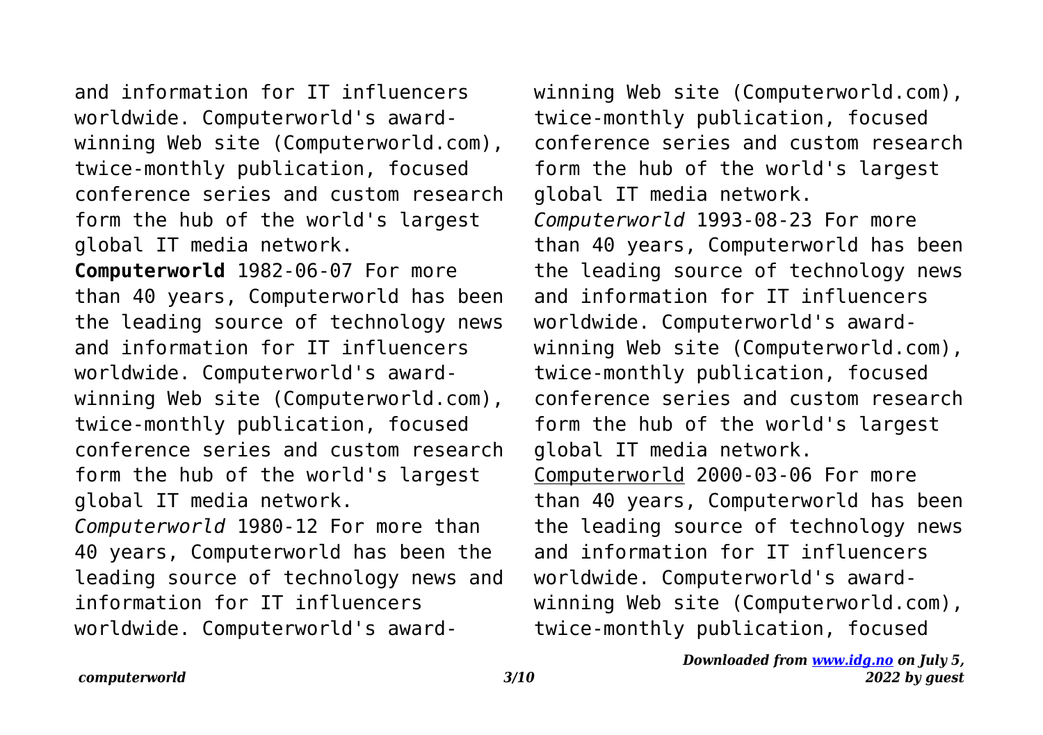and information for IT influencers worldwide. Computerworld's award-winning Web site (Computerworld.com), twice-monthly publication, focused conference series and custom research form the hub of the world's largest global IT media network.

**Computerworld** 1982-06-07 For more than 40 years, Computerworld has been the leading source of technology news and information for IT influencers worldwide. Computerworld's award-winning Web site (Computerworld.com), twice-monthly publication, focused conference series and custom research form the hub of the world's largest global IT media network.

*Computerworld* 1980-12 For more than 40 years, Computerworld has been the leading source of technology news and information for IT influencers worldwide. Computerworld's award-winning Web site (Computerworld.com), twice-monthly publication, focused conference series and custom research form the hub of the world's largest global IT media network.

*Computerworld* 1993-08-23 For more than 40 years, Computerworld has been the leading source of technology news and information for IT influencers worldwide. Computerworld's award-winning Web site (Computerworld.com), twice-monthly publication, focused conference series and custom research form the hub of the world's largest global IT media network.

Computerworld 2000-03-06 For more than 40 years, Computerworld has been the leading source of technology news and information for IT influencers worldwide. Computerworld's award-winning Web site (Computerworld.com), twice-monthly publication, focused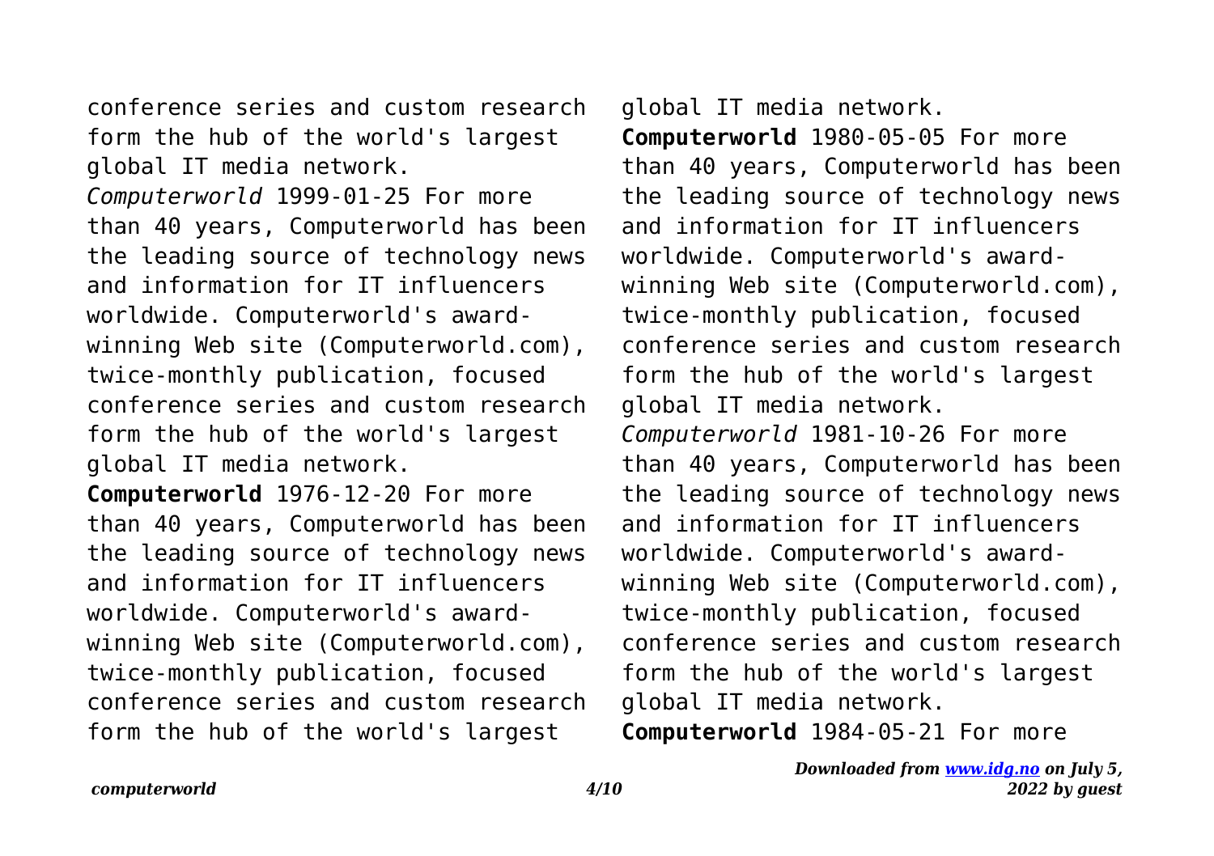conference series and custom research form the hub of the world's largest global IT media network.

*Computerworld* 1999-01-25 For more than 40 years, Computerworld has been the leading source of technology news and information for IT influencers worldwide. Computerworld's award-winning Web site (Computerworld.com), twice-monthly publication, focused conference series and custom research form the hub of the world's largest global IT media network.

**Computerworld** 1976-12-20 For more than 40 years, Computerworld has been the leading source of technology news and information for IT influencers worldwide. Computerworld's award-winning Web site (Computerworld.com), twice-monthly publication, focused conference series and custom research form the hub of the world's largest global IT media network.

**Computerworld** 1980-05-05 For more than 40 years, Computerworld has been the leading source of technology news and information for IT influencers worldwide. Computerworld's award-winning Web site (Computerworld.com), twice-monthly publication, focused conference series and custom research form the hub of the world's largest global IT media network.

*Computerworld* 1981-10-26 For more than 40 years, Computerworld has been the leading source of technology news and information for IT influencers worldwide. Computerworld's award-winning Web site (Computerworld.com), twice-monthly publication, focused conference series and custom research form the hub of the world's largest global IT media network.

**Computerworld** 1984-05-21 For more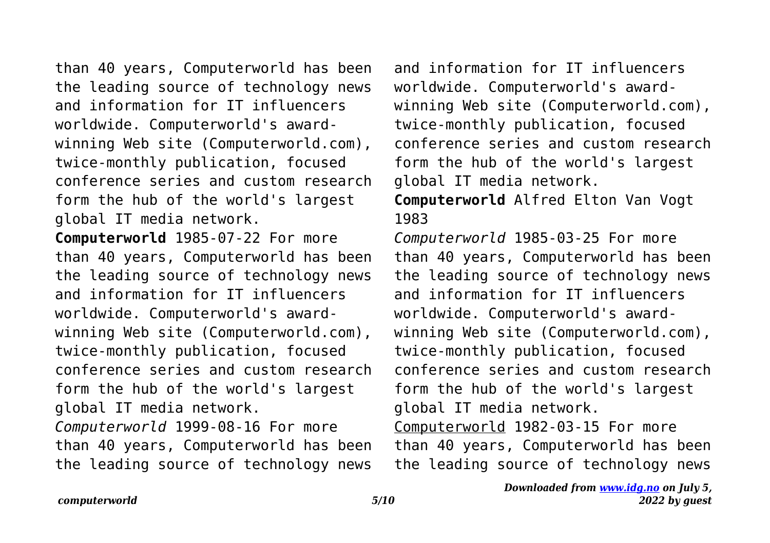than 40 years, Computerworld has been the leading source of technology news and information for IT influencers worldwide. Computerworld's award-winning Web site (Computerworld.com), twice-monthly publication, focused conference series and custom research form the hub of the world's largest global IT media network.

**Computerworld** 1985-07-22 For more than 40 years, Computerworld has been the leading source of technology news and information for IT influencers worldwide. Computerworld's award-winning Web site (Computerworld.com), twice-monthly publication, focused conference series and custom research form the hub of the world's largest global IT media network.

*Computerworld* 1999-08-16 For more than 40 years, Computerworld has been the leading source of technology news and information for IT influencers worldwide. Computerworld's award-winning Web site (Computerworld.com), twice-monthly publication, focused conference series and custom research form the hub of the world's largest global IT media network.

**Computerworld** Alfred Elton Van Vogt 1983

*Computerworld* 1985-03-25 For more than 40 years, Computerworld has been the leading source of technology news and information for IT influencers worldwide. Computerworld's award-winning Web site (Computerworld.com), twice-monthly publication, focused conference series and custom research form the hub of the world's largest global IT media network.

Computerworld 1982-03-15 For more than 40 years, Computerworld has been the leading source of technology news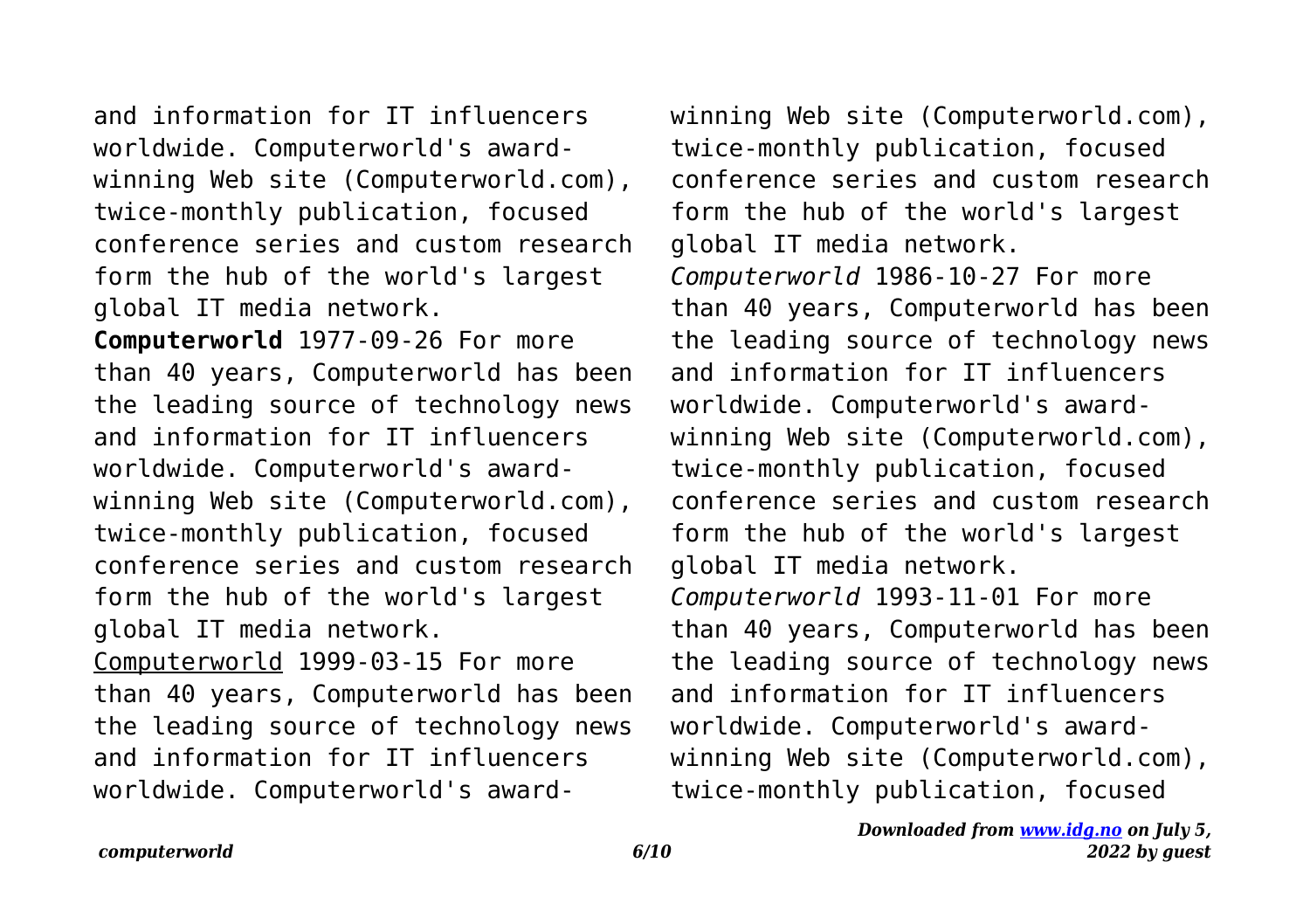and information for IT influencers worldwide. Computerworld's award-winning Web site (Computerworld.com), twice-monthly publication, focused conference series and custom research form the hub of the world's largest global IT media network.

**Computerworld** 1977-09-26 For more than 40 years, Computerworld has been the leading source of technology news and information for IT influencers worldwide. Computerworld's award-winning Web site (Computerworld.com), twice-monthly publication, focused conference series and custom research form the hub of the world's largest global IT media network.

Computerworld 1999-03-15 For more than 40 years, Computerworld has been the leading source of technology news and information for IT influencers worldwide. Computerworld's award-winning Web site (Computerworld.com), twice-monthly publication, focused conference series and custom research form the hub of the world's largest global IT media network.

*Computerworld* 1986-10-27 For more than 40 years, Computerworld has been the leading source of technology news and information for IT influencers worldwide. Computerworld's award-winning Web site (Computerworld.com), twice-monthly publication, focused conference series and custom research form the hub of the world's largest global IT media network.

*Computerworld* 1993-11-01 For more than 40 years, Computerworld has been the leading source of technology news and information for IT influencers worldwide. Computerworld's award-winning Web site (Computerworld.com), twice-monthly publication, focused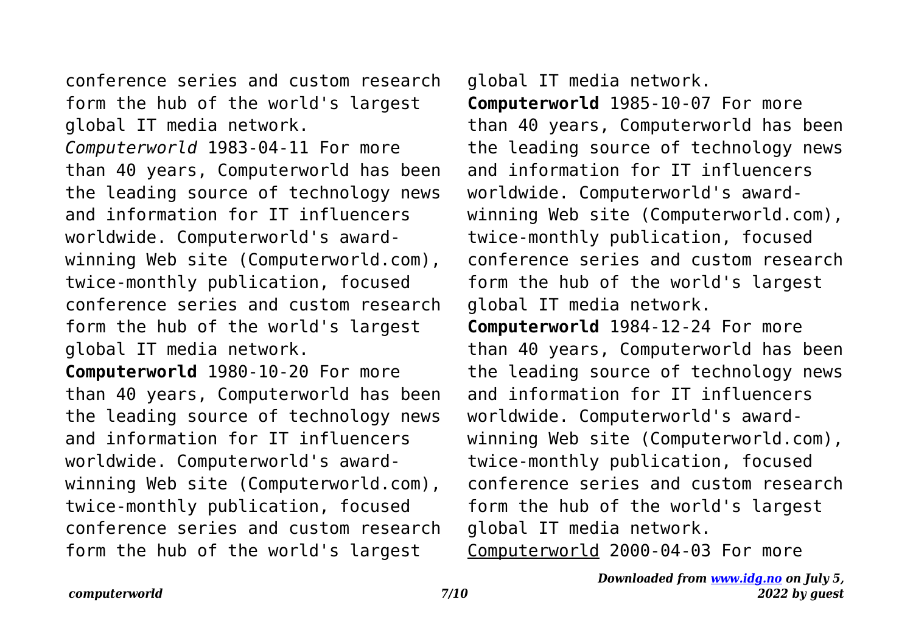conference series and custom research form the hub of the world's largest global IT media network.

*Computerworld* 1983-04-11 For more than 40 years, Computerworld has been the leading source of technology news and information for IT influencers worldwide. Computerworld's award-winning Web site (Computerworld.com), twice-monthly publication, focused conference series and custom research form the hub of the world's largest global IT media network.

**Computerworld** 1980-10-20 For more than 40 years, Computerworld has been the leading source of technology news and information for IT influencers worldwide. Computerworld's award-winning Web site (Computerworld.com), twice-monthly publication, focused conference series and custom research form the hub of the world's largest global IT media network.

**Computerworld** 1985-10-07 For more than 40 years, Computerworld has been the leading source of technology news and information for IT influencers worldwide. Computerworld's award-winning Web site (Computerworld.com), twice-monthly publication, focused conference series and custom research form the hub of the world's largest global IT media network.

**Computerworld** 1984-12-24 For more than 40 years, Computerworld has been the leading source of technology news and information for IT influencers worldwide. Computerworld's award-winning Web site (Computerworld.com), twice-monthly publication, focused conference series and custom research form the hub of the world's largest global IT media network.

Computerworld 2000-04-03 For more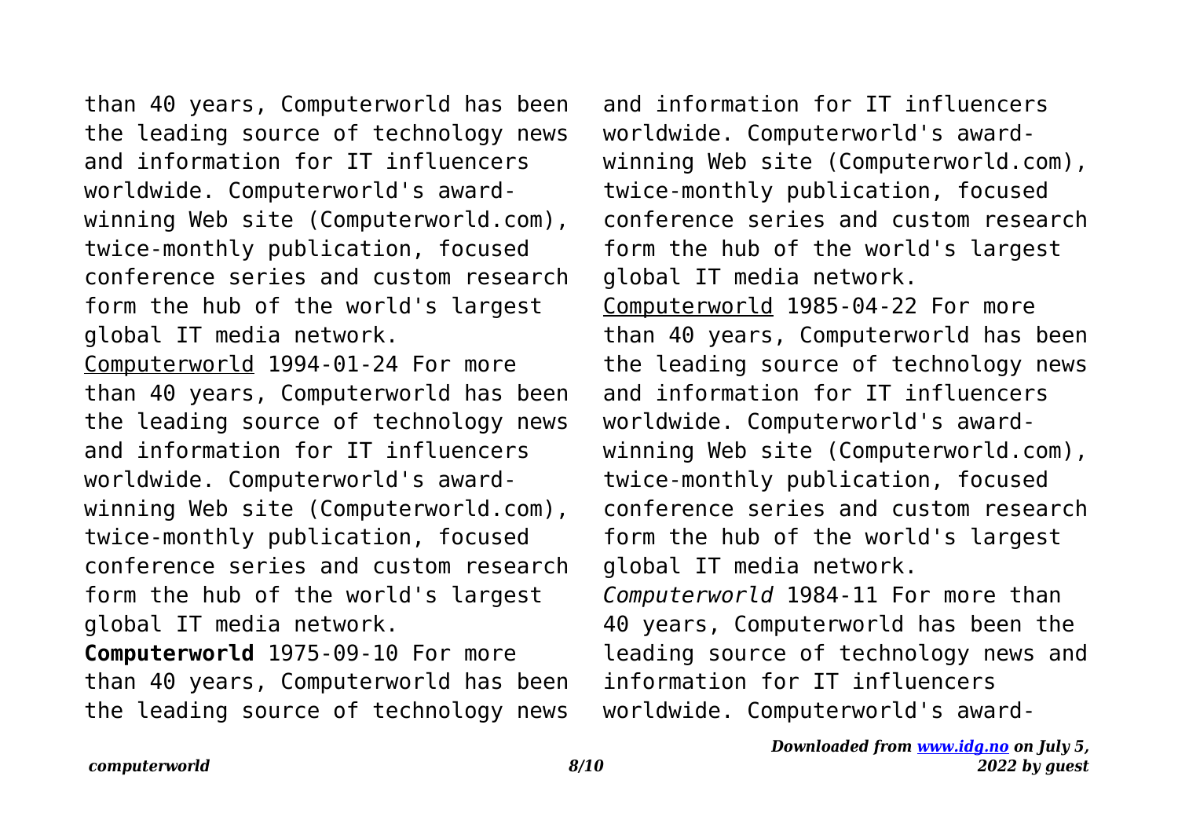than 40 years, Computerworld has been the leading source of technology news and information for IT influencers worldwide. Computerworld's award-winning Web site (Computerworld.com), twice-monthly publication, focused conference series and custom research form the hub of the world's largest global IT media network.

Computerworld 1994-01-24 For more than 40 years, Computerworld has been the leading source of technology news and information for IT influencers worldwide. Computerworld's award-winning Web site (Computerworld.com), twice-monthly publication, focused conference series and custom research form the hub of the world's largest global IT media network.

**Computerworld** 1975-09-10 For more than 40 years, Computerworld has been the leading source of technology news and information for IT influencers worldwide. Computerworld's award-winning Web site (Computerworld.com), twice-monthly publication, focused conference series and custom research form the hub of the world's largest global IT media network.

Computerworld 1985-04-22 For more than 40 years, Computerworld has been the leading source of technology news and information for IT influencers worldwide. Computerworld's award-winning Web site (Computerworld.com), twice-monthly publication, focused conference series and custom research form the hub of the world's largest global IT media network.

*Computerworld* 1984-11 For more than 40 years, Computerworld has been the leading source of technology news and information for IT influencers worldwide. Computerworld's award-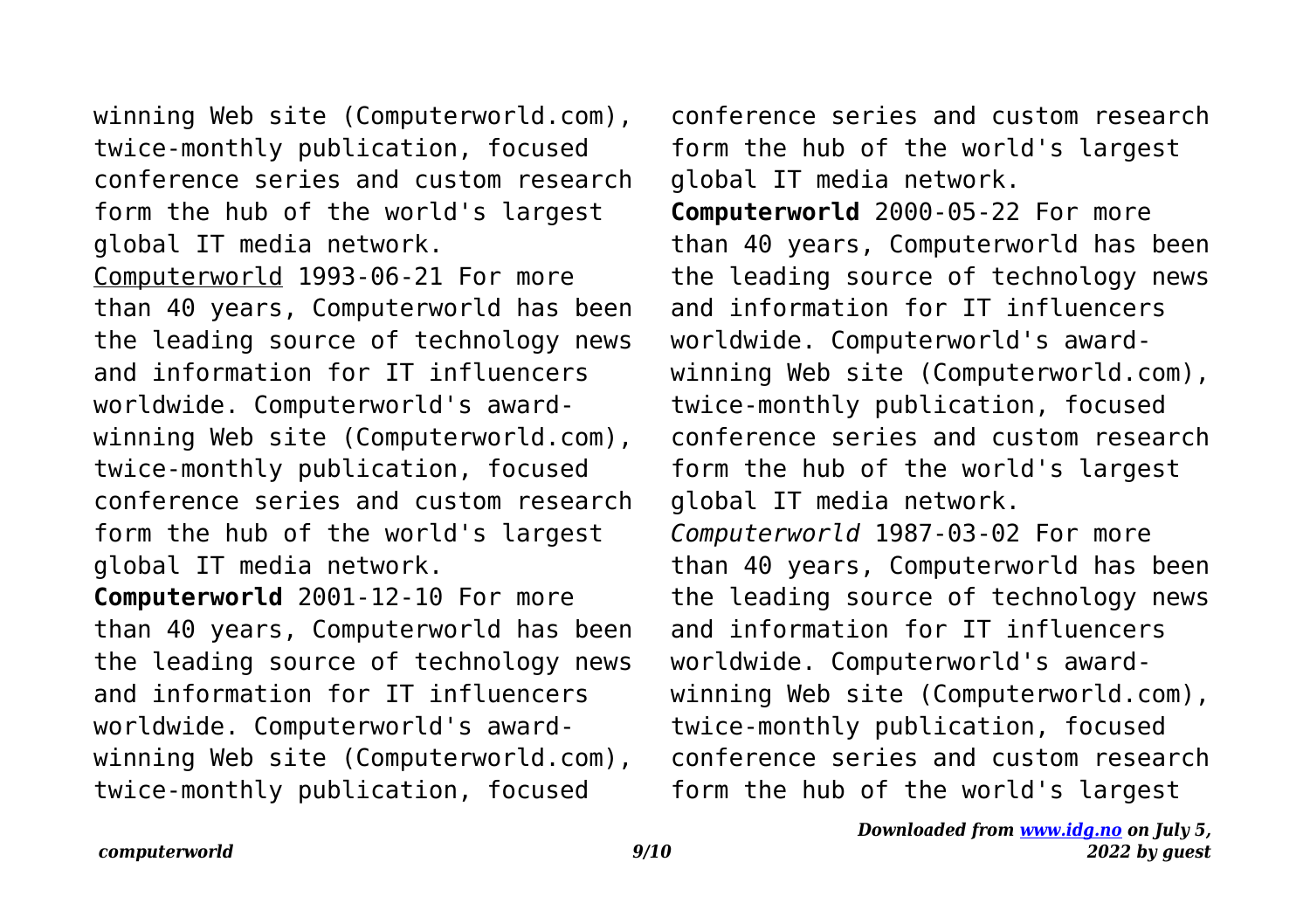winning Web site (Computerworld.com), twice-monthly publication, focused conference series and custom research form the hub of the world's largest global IT media network.

Computerworld 1993-06-21 For more than 40 years, Computerworld has been the leading source of technology news and information for IT influencers worldwide. Computerworld's award-winning Web site (Computerworld.com), twice-monthly publication, focused conference series and custom research form the hub of the world's largest global IT media network.

**Computerworld** 2001-12-10 For more than 40 years, Computerworld has been the leading source of technology news and information for IT influencers worldwide. Computerworld's award-winning Web site (Computerworld.com), twice-monthly publication, focused conference series and custom research form the hub of the world's largest global IT media network.

**Computerworld** 2000-05-22 For more than 40 years, Computerworld has been the leading source of technology news and information for IT influencers worldwide. Computerworld's award-winning Web site (Computerworld.com), twice-monthly publication, focused conference series and custom research form the hub of the world's largest global IT media network.

*Computerworld* 1987-03-02 For more than 40 years, Computerworld has been the leading source of technology news and information for IT influencers worldwide. Computerworld's award-winning Web site (Computerworld.com), twice-monthly publication, focused conference series and custom research form the hub of the world's largest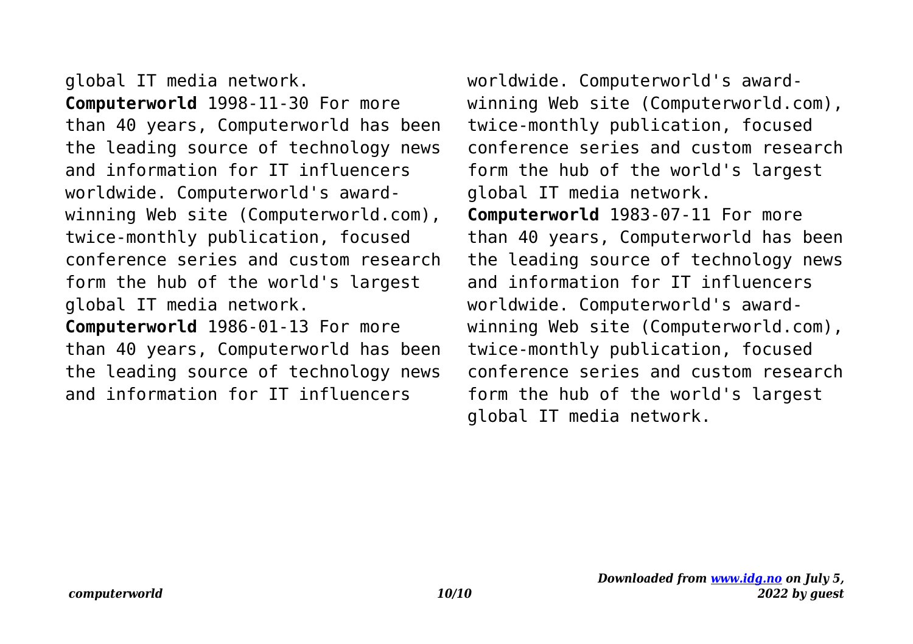global IT media network.

**Computerworld** 1998-11-30 For more than 40 years, Computerworld has been the leading source of technology news and information for IT influencers worldwide. Computerworld's award-winning Web site (Computerworld.com), twice-monthly publication, focused conference series and custom research form the hub of the world's largest global IT media network.

**Computerworld** 1986-01-13 For more than 40 years, Computerworld has been the leading source of technology news and information for IT influencers worldwide. Computerworld's award-winning Web site (Computerworld.com), twice-monthly publication, focused conference series and custom research form the hub of the world's largest global IT media network.

**Computerworld** 1983-07-11 For more than 40 years, Computerworld has been the leading source of technology news and information for IT influencers worldwide. Computerworld's award-winning Web site (Computerworld.com), twice-monthly publication, focused conference series and custom research form the hub of the world's largest global IT media network.